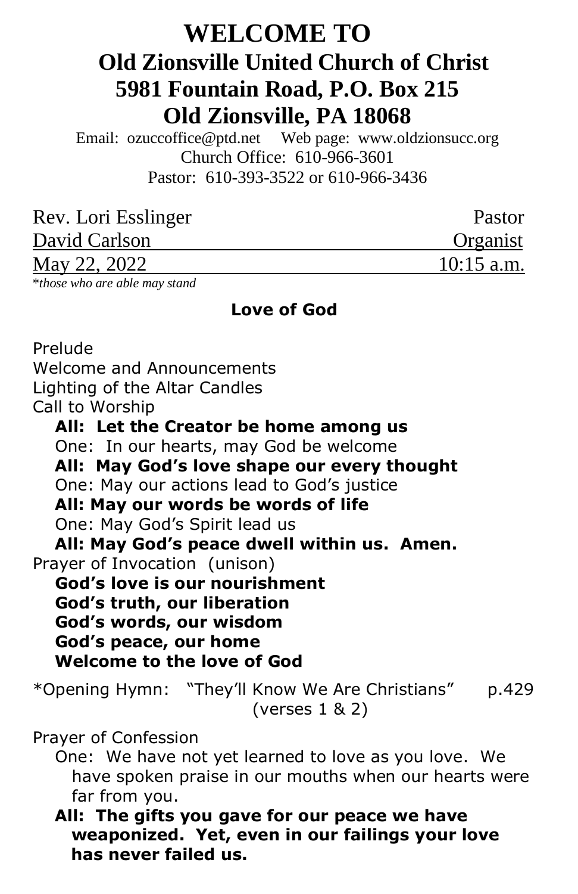# WELCOME TO
## Old Zionsville United Church of Christ
## 5981 Fountain Road, P.O. Box 215
## Old Zionsville, PA 18068

Email: ozuccoffice@ptd.net Web page: www.oldzionsucc.org
Church Office: 610-966-3601
Pastor: 610-393-3522 or 610-966-3436

| | |
|---|---|
| Rev. Lori Esslinger | Pastor |
| David Carlson | Organist |
| May 22, 2022 | 10:15 a.m. |

*\*those who are able may stand*

**Love of God**

Prelude
Welcome and Announcements
Lighting of the Altar Candles
Call to Worship

**All: Let the Creator be home among us**
One: In our hearts, may God be welcome
**All: May God's love shape our every thought**
One: May our actions lead to God's justice
**All: May our words be words of life**
One: May God's Spirit lead us
**All: May God's peace dwell within us. Amen.**

Prayer of Invocation (unison)

**God's love is our nourishment**
**God's truth, our liberation**
**God's words, our wisdom**
**God's peace, our home**
**Welcome to the love of God**

*Opening Hymn: "They'll Know We Are Christians" p.429
(verses 1 & 2)

Prayer of Confession

One: We have not yet learned to love as you love. We have spoken praise in our mouths when our hearts were far from you.

**All: The gifts you gave for our peace we have weaponized. Yet, even in our failings your love has never failed us.**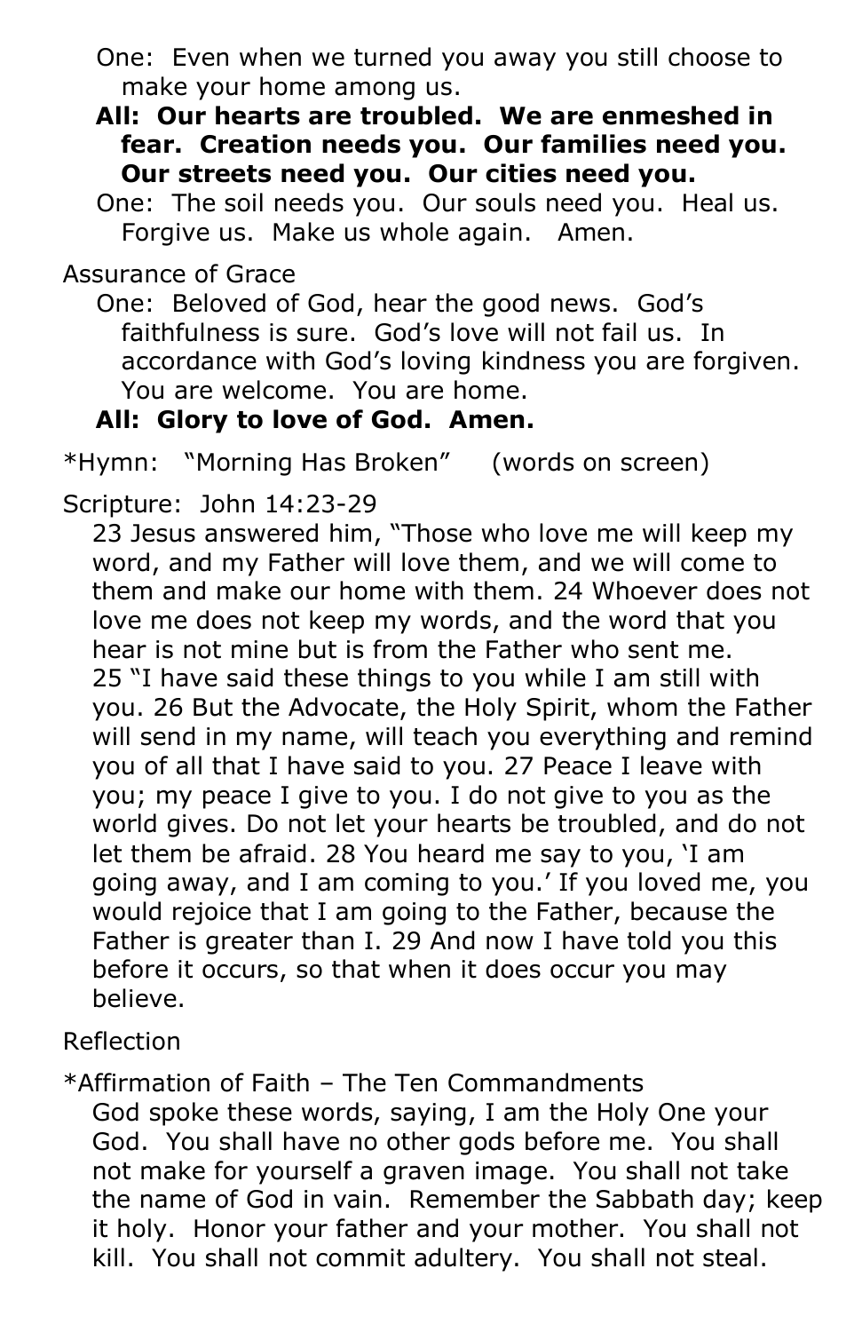One: Even when we turned you away you still choose to make your home among us.

**All: Our hearts are troubled. We are enmeshed in fear. Creation needs you. Our families need you. Our streets need you. Our cities need you.**

One: The soil needs you. Our souls need you. Heal us. Forgive us. Make us whole again. Amen.

Assurance of Grace

One: Beloved of God, hear the good news. God's faithfulness is sure. God's love will not fail us. In accordance with God's loving kindness you are forgiven. You are welcome. You are home.

**All: Glory to love of God. Amen.**

*Hymn: "Morning Has Broken" (words on screen)

Scripture: John 14:23-29

23 Jesus answered him, "Those who love me will keep my word, and my Father will love them, and we will come to them and make our home with them. 24 Whoever does not love me does not keep my words, and the word that you hear is not mine but is from the Father who sent me. 25 "I have said these things to you while I am still with you. 26 But the Advocate, the Holy Spirit, whom the Father will send in my name, will teach you everything and remind you of all that I have said to you. 27 Peace I leave with you; my peace I give to you. I do not give to you as the world gives. Do not let your hearts be troubled, and do not let them be afraid. 28 You heard me say to you, 'I am going away, and I am coming to you.' If you loved me, you would rejoice that I am going to the Father, because the Father is greater than I. 29 And now I have told you this before it occurs, so that when it does occur you may believe.

Reflection

*Affirmation of Faith – The Ten Commandments

God spoke these words, saying, I am the Holy One your God. You shall have no other gods before me. You shall not make for yourself a graven image. You shall not take the name of God in vain. Remember the Sabbath day; keep it holy. Honor your father and your mother. You shall not kill. You shall not commit adultery. You shall not steal.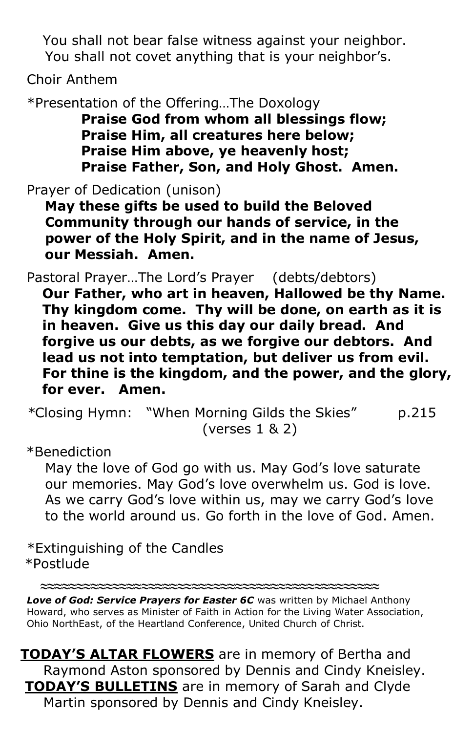You shall not bear false witness against your neighbor.
You shall not covet anything that is your neighbor's.

Choir Anthem

*Presentation of the Offering…The Doxology

**Praise God from whom all blessings flow;**
**Praise Him, all creatures here below;**
**Praise Him above, ye heavenly host;**
**Praise Father, Son, and Holy Ghost. Amen.**

Prayer of Dedication (unison)

**May these gifts be used to build the Beloved Community through our hands of service, in the power of the Holy Spirit, and in the name of Jesus, our Messiah. Amen.**

Pastoral Prayer…The Lord's Prayer (debts/debtors)

**Our Father, who art in heaven, Hallowed be thy Name. Thy kingdom come. Thy will be done, on earth as it is in heaven. Give us this day our daily bread. And forgive us our debts, as we forgive our debtors. And lead us not into temptation, but deliver us from evil. For thine is the kingdom, and the power, and the glory, for ever. Amen.**

*Closing Hymn: "When Morning Gilds the Skies" p.215
(verses 1 & 2)

*Benediction

May the love of God go with us. May God's love saturate our memories. May God's love overwhelm us. God is love. As we carry God's love within us, may we carry God's love to the world around us. Go forth in the love of God. Amen.

*Extinguishing of the Candles
*Postlude

≈≈≈≈≈≈≈≈≈≈≈≈≈≈≈≈≈≈≈≈≈≈≈≈≈≈≈≈≈≈≈≈≈≈≈≈≈≈≈≈≈≈≈≈

***Love of God: Service Prayers for Easter 6C*** was written by Michael Anthony Howard, who serves as Minister of Faith in Action for the Living Water Association, Ohio NorthEast, of the Heartland Conference, United Church of Christ.

**TODAY'S ALTAR FLOWERS** are in memory of Bertha and Raymond Aston sponsored by Dennis and Cindy Kneisley.
**TODAY'S BULLETINS** are in memory of Sarah and Clyde Martin sponsored by Dennis and Cindy Kneisley.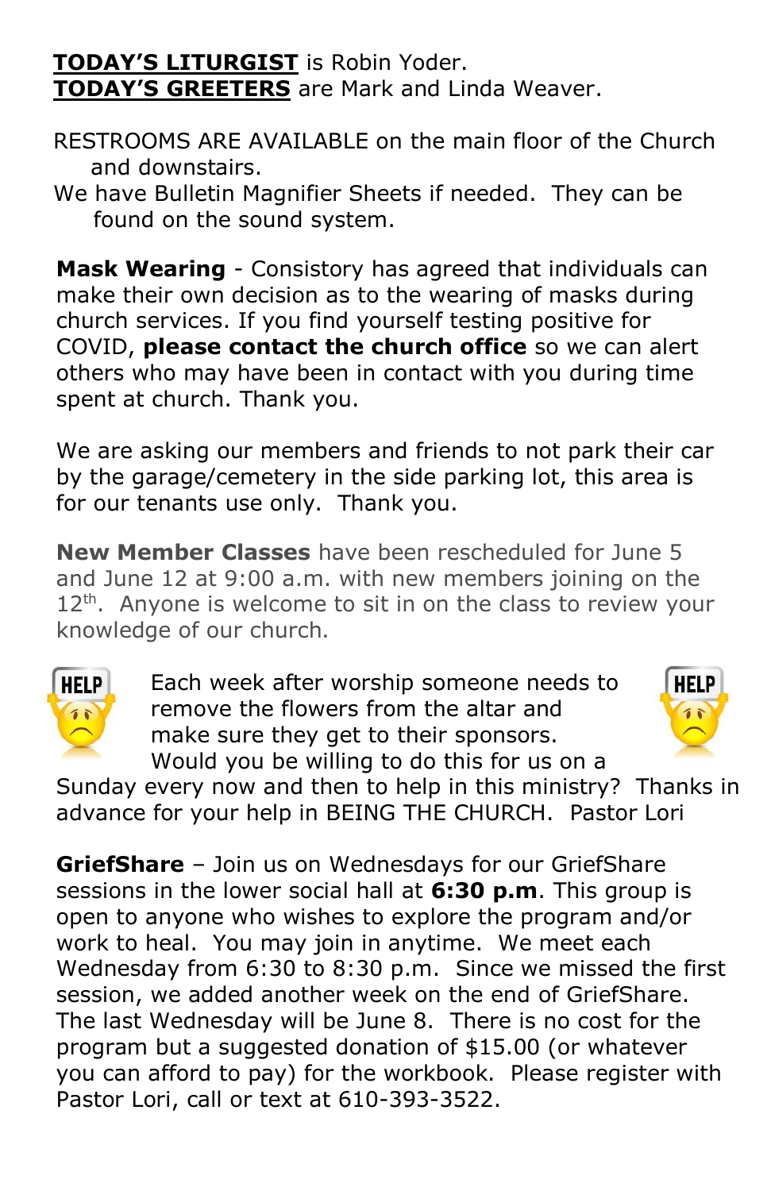**TODAY'S LITURGIST** is Robin Yoder.
**TODAY'S GREETERS** are Mark and Linda Weaver.

RESTROOMS ARE AVAILABLE on the main floor of the Church and downstairs.
We have Bulletin Magnifier Sheets if needed. They can be found on the sound system.

**Mask Wearing** - Consistory has agreed that individuals can make their own decision as to the wearing of masks during church services. If you find yourself testing positive for COVID, **please contact the church office** so we can alert others who may have been in contact with you during time spent at church. Thank you.

We are asking our members and friends to not park their car by the garage/cemetery in the side parking lot, this area is for our tenants use only. Thank you.

**New Member Classes** have been rescheduled for June 5 and June 12 at 9:00 a.m. with new members joining on the 12th. Anyone is welcome to sit in on the class to review your knowledge of our church.

Each week after worship someone needs to remove the flowers from the altar and make sure they get to their sponsors. Would you be willing to do this for us on a Sunday every now and then to help in this ministry? Thanks in advance for your help in BEING THE CHURCH. Pastor Lori

**GriefShare** – Join us on Wednesdays for our GriefShare sessions in the lower social hall at **6:30 p.m**. This group is open to anyone who wishes to explore the program and/or work to heal. You may join in anytime. We meet each Wednesday from 6:30 to 8:30 p.m. Since we missed the first session, we added another week on the end of GriefShare. The last Wednesday will be June 8. There is no cost for the program but a suggested donation of $15.00 (or whatever you can afford to pay) for the workbook. Please register with Pastor Lori, call or text at 610-393-3522.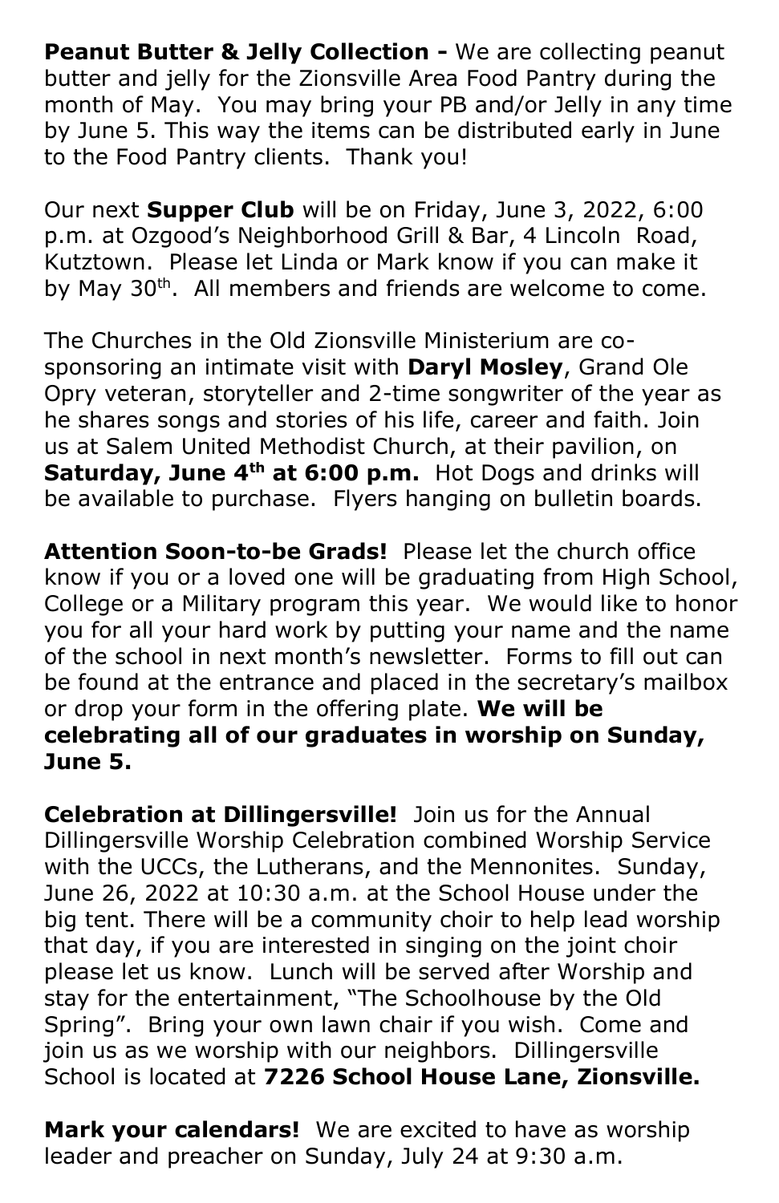**Peanut Butter & Jelly Collection -** We are collecting peanut butter and jelly for the Zionsville Area Food Pantry during the month of May. You may bring your PB and/or Jelly in any time by June 5. This way the items can be distributed early in June to the Food Pantry clients. Thank you!

Our next **Supper Club** will be on Friday, June 3, 2022, 6:00 p.m. at Ozgood's Neighborhood Grill & Bar, 4 Lincoln Road, Kutztown. Please let Linda or Mark know if you can make it by May 30th. All members and friends are welcome to come.

The Churches in the Old Zionsville Ministerium are co-sponsoring an intimate visit with **Daryl Mosley**, Grand Ole Opry veteran, storyteller and 2-time songwriter of the year as he shares songs and stories of his life, career and faith. Join us at Salem United Methodist Church, at their pavilion, on **Saturday, June 4th at 6:00 p.m.** Hot Dogs and drinks will be available to purchase. Flyers hanging on bulletin boards.

**Attention Soon-to-be Grads!** Please let the church office know if you or a loved one will be graduating from High School, College or a Military program this year. We would like to honor you for all your hard work by putting your name and the name of the school in next month's newsletter. Forms to fill out can be found at the entrance and placed in the secretary's mailbox or drop your form in the offering plate. **We will be celebrating all of our graduates in worship on Sunday, June 5.**

**Celebration at Dillingersville!** Join us for the Annual Dillingersville Worship Celebration combined Worship Service with the UCCs, the Lutherans, and the Mennonites. Sunday, June 26, 2022 at 10:30 a.m. at the School House under the big tent. There will be a community choir to help lead worship that day, if you are interested in singing on the joint choir please let us know. Lunch will be served after Worship and stay for the entertainment, "The Schoolhouse by the Old Spring". Bring your own lawn chair if you wish. Come and join us as we worship with our neighbors. Dillingersville School is located at **7226 School House Lane, Zionsville.**

**Mark your calendars!** We are excited to have as worship leader and preacher on Sunday, July 24 at 9:30 a.m.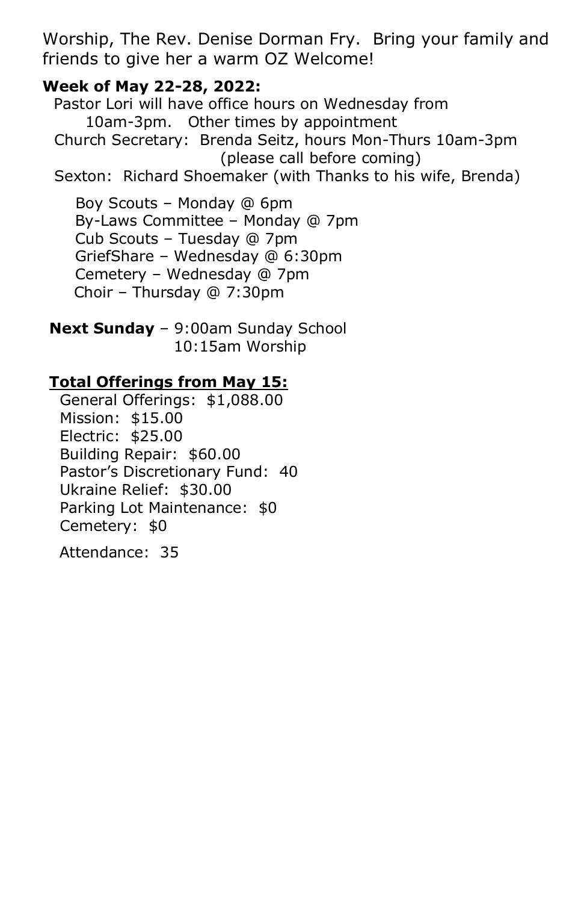Worship, The Rev. Denise Dorman Fry. Bring your family and friends to give her a warm OZ Welcome!

**Week of May 22-28, 2022:**

Pastor Lori will have office hours on Wednesday from 10am-3pm. Other times by appointment

Church Secretary: Brenda Seitz, hours Mon-Thurs 10am-3pm (please call before coming)

Sexton: Richard Shoemaker (with Thanks to his wife, Brenda)

Boy Scouts – Monday @ 6pm
By-Laws Committee – Monday @ 7pm
Cub Scouts – Tuesday @ 7pm
GriefShare – Wednesday @ 6:30pm
Cemetery – Wednesday @ 7pm
Choir – Thursday @ 7:30pm

**Next Sunday** – 9:00am Sunday School
10:15am Worship

**Total Offerings from May 15:**

General Offerings: $1,088.00
Mission: $15.00
Electric: $25.00
Building Repair: $60.00
Pastor's Discretionary Fund: 40
Ukraine Relief: $30.00
Parking Lot Maintenance: $0
Cemetery: $0

Attendance: 35